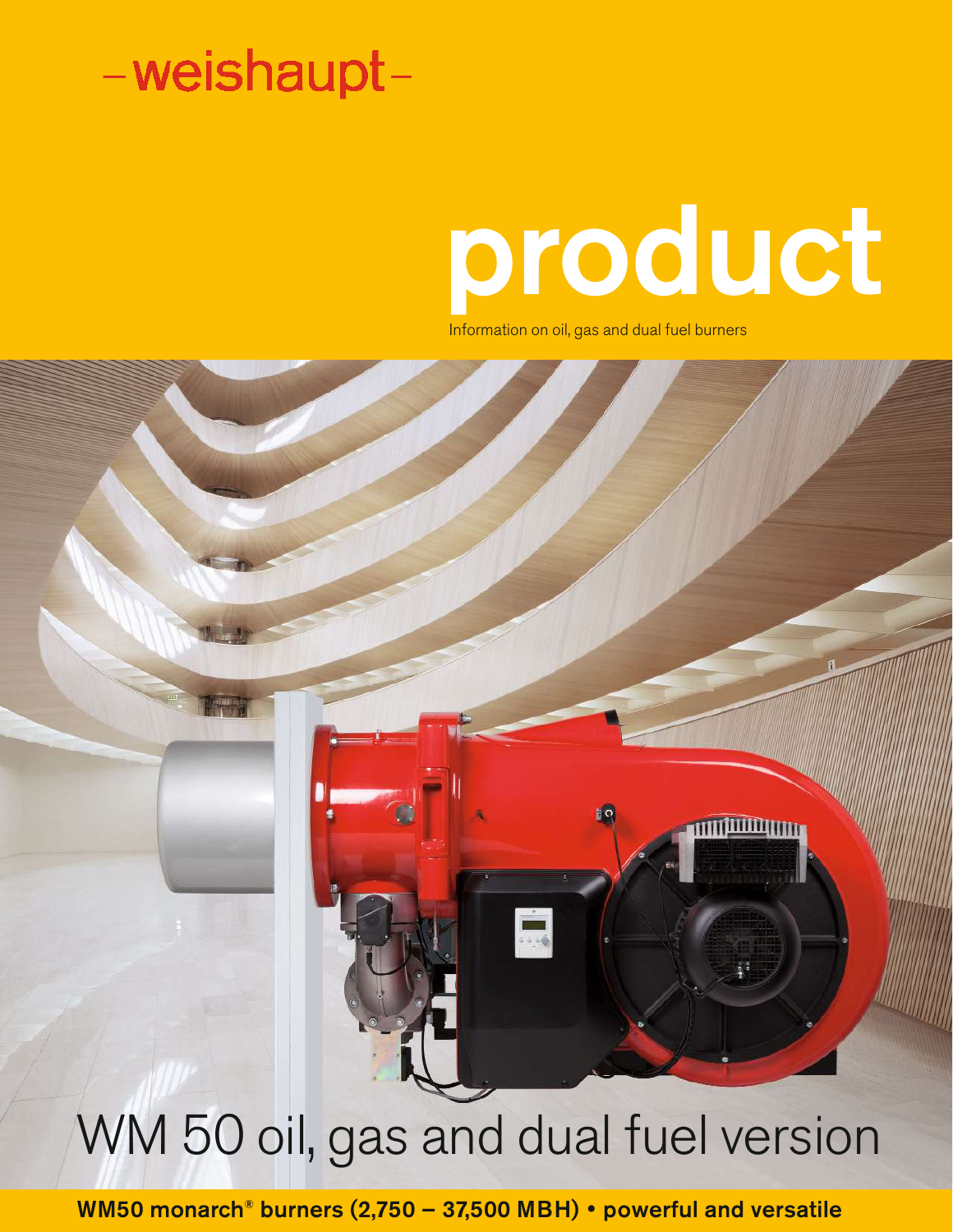-weishaupt-

# product

Information on oil, gas and dual fuel burners

## WM 50 oil, gas and dual fuel version

**WM50 monarch® burners (2,750 – 37,500 MBH) • powerful and versatile**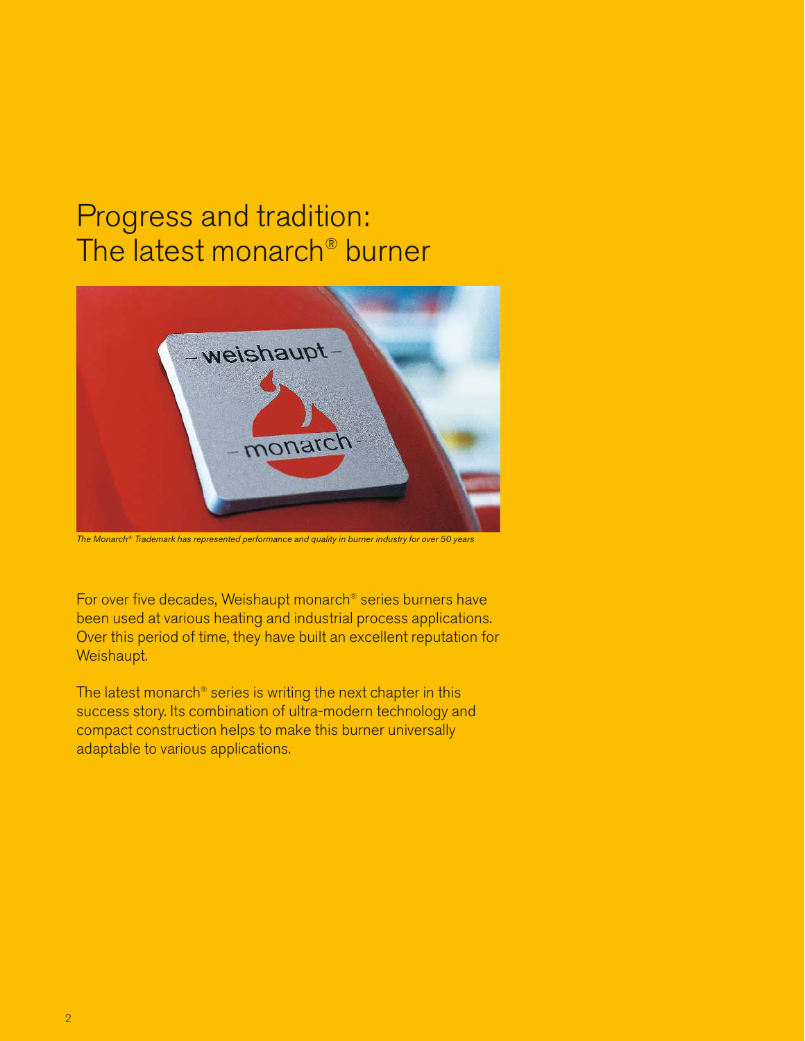# Progress and tradition: The latest monarch® burner

*The Monarch® Trademark has represented performance and quality in burner industry for over 50 years*

For over five decades, Weishaupt monarch® series burners have been used at various heating and industrial process applications. Over this period of time, they have built an excellent reputation for Weishaupt.

The latest monarch® series is writing the next chapter in this success story. Its combination of ultra-modern technology and compact construction helps to make this burner universally adaptable to various applications.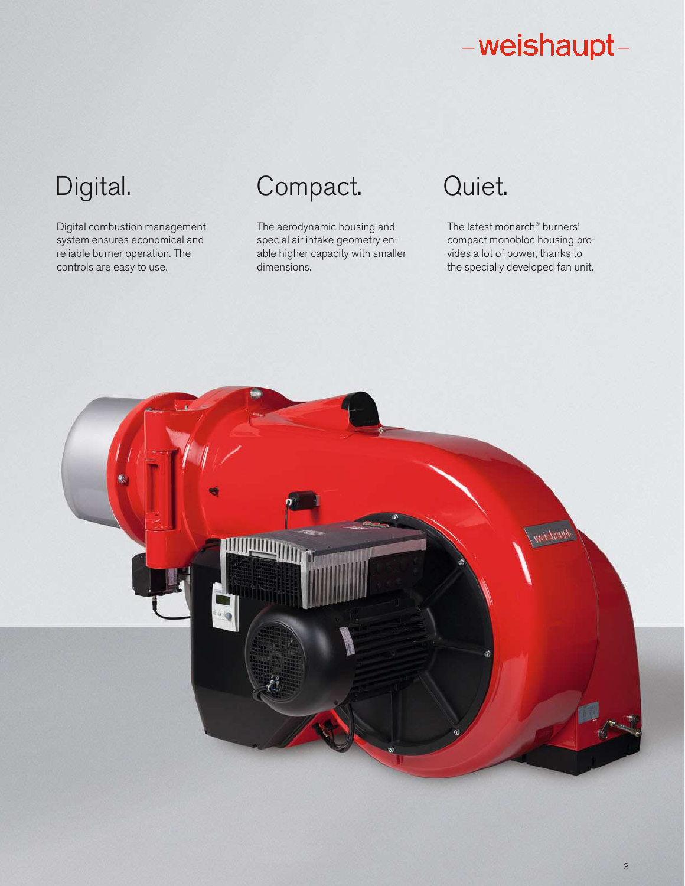# Digital.

Digital combustion management system ensures economical and reliable burner operation. The controls are easy to use.

# Compact.

The aerodynamic housing and special air intake geometry enable higher capacity with smaller dimensions.

# Quiet.

The latest monarch® burners' compact monobloc housing provides a lot of power, thanks to the specially developed fan unit.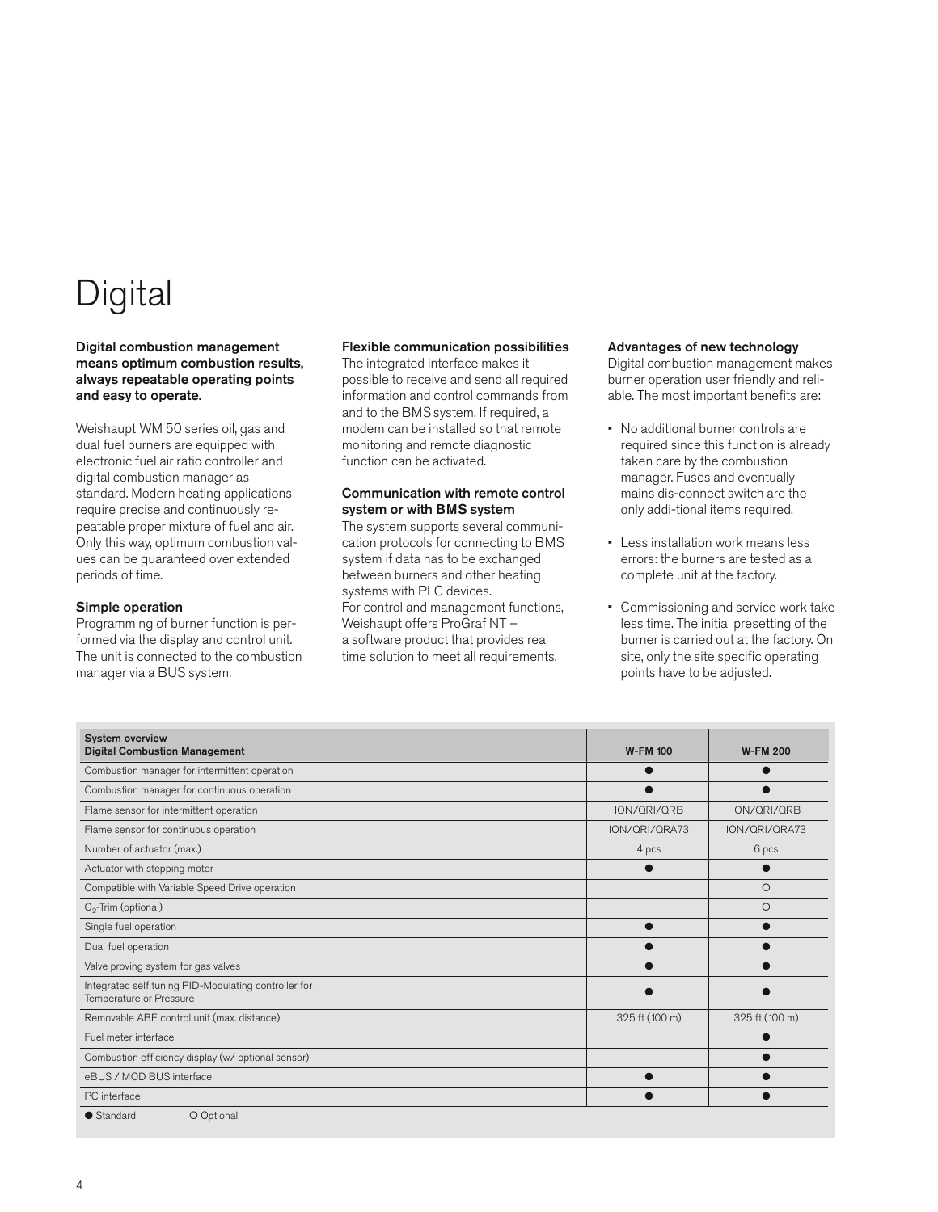# Digital

**Digital combustion management means optimum combustion results, always repeatable operating points and easy to operate.**

Weishaupt WM 50 series oil, gas and dual fuel burners are equipped with electronic fuel air ratio controller and digital combustion manager as standard. Modern heating applications require precise and continuously repeatable proper mixture of fuel and air. Only this way, optimum combustion values can be guaranteed over extended periods of time.

### Simple operation

Programming of burner function is performed via the display and control unit. The unit is connected to the combustion manager via a BUS system.

### Flexible communication possibilities

The integrated interface makes it possible to receive and send all required information and control commands from and to the BMS system. If required, a modem can be installed so that remote monitoring and remote diagnostic function can be activated.

### Communication with remote control system or with BMS system

The system supports several communication protocols for connecting to BMS system if data has to be exchanged between burners and other heating systems with PLC devices.
For control and management functions, Weishaupt offers ProGraf NT – a software product that provides real time solution to meet all requirements.

### Advantages of new technology

Digital combustion management makes burner operation user friendly and reliable. The most important benefits are:

- No additional burner controls are required since this function is already taken care by the combustion manager. Fuses and eventually mains dis-connect switch are the only addi-tional items required.
- Less installation work means less errors: the burners are tested as a complete unit at the factory.
- Commissioning and service work take less time. The initial presetting of the burner is carried out at the factory. On site, only the site specific operating points have to be adjusted.

| System overview<br>Digital Combustion Management | W-FM 100 | W-FM 200 |
|---|---|---|
| Combustion manager for intermittent operation | ● | ● |
| Combustion manager for continuous operation | ● | ● |
| Flame sensor for intermittent operation | ION/QRI/QRB | ION/QRI/QRB |
| Flame sensor for continuous operation | ION/QRI/QRA73 | ION/QRI/QRA73 |
| Number of actuator (max.) | 4 pcs | 6 pcs |
| Actuator with stepping motor | ● | ● |
| Compatible with Variable Speed Drive operation | | ○ |
| $O_2$-Trim (optional) | | ○ |
| Single fuel operation | ● | ● |
| Dual fuel operation | ● | ● |
| Valve proving system for gas valves | ● | ● |
| Integrated self tuning PID-Modulating controller for Temperature or Pressure | ● | ● |
| Removable ABE control unit (max. distance) | 325 ft (100 m) | 325 ft (100 m) |
| Fuel meter interface | | ● |
| Combustion efficiency display (w/ optional sensor) | | ● |
| eBUS / MOD BUS interface | ● | ● |
| PC interface | ● | ● |

● Standard ○ Optional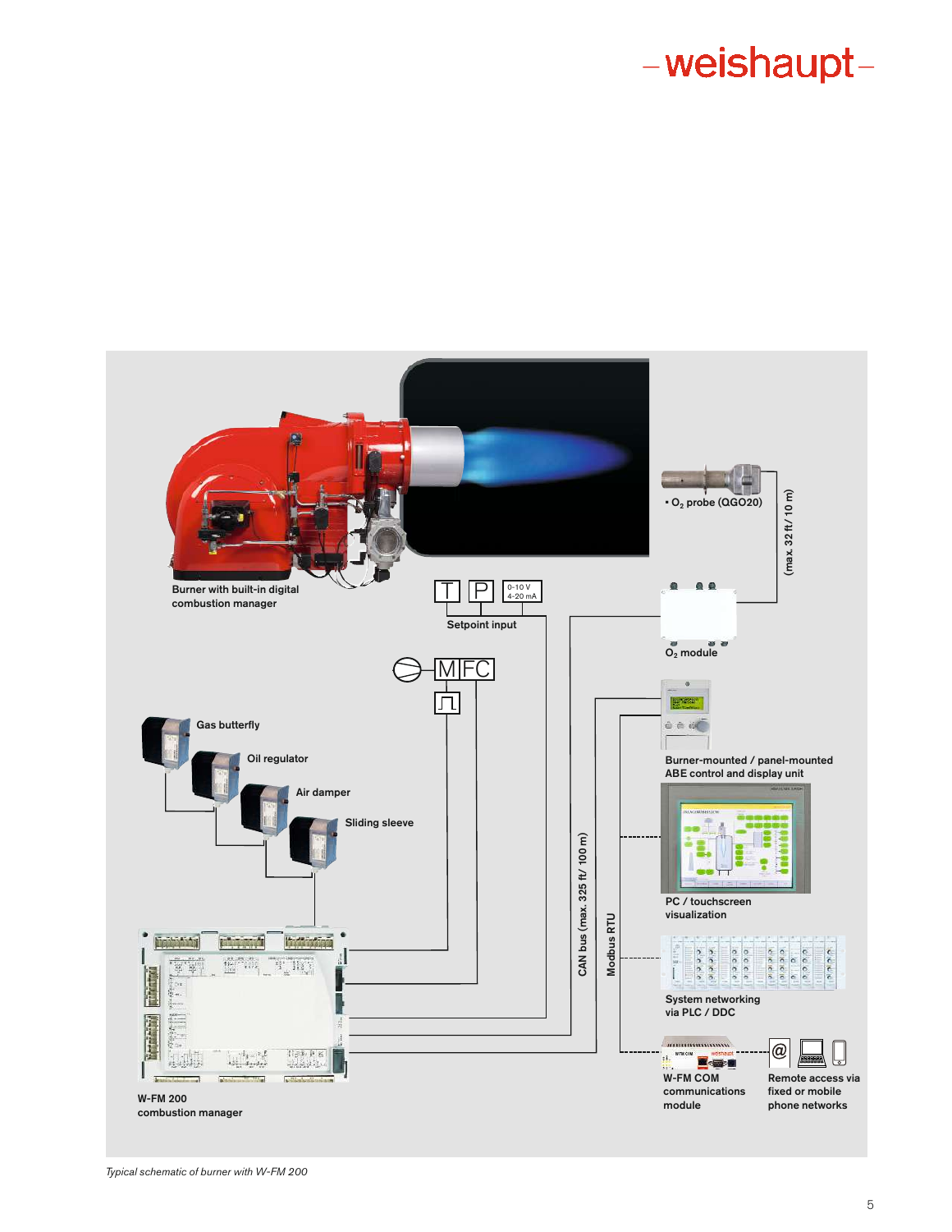Burner with built-in digital combustion manager

• $O_2$ probe (QGO20)

(max. 32 ft/ 10 m)

T P 0-10 V 4-20 mA

Setpoint input

$O_2$ module

M FC

Gas butterfly

Oil regulator

Air damper

Sliding sleeve

Burner-mounted / panel-mounted ABE control and display unit

PC / touchscreen visualization

CAN bus (max. 325 ft/ 100 m)

Modbus RTU

System networking via PLC / DDC

W-FM 200 combustion manager

W-FM COM communications module

Remote access via fixed or mobile phone networks

*Typical schematic of burner with W-FM 200*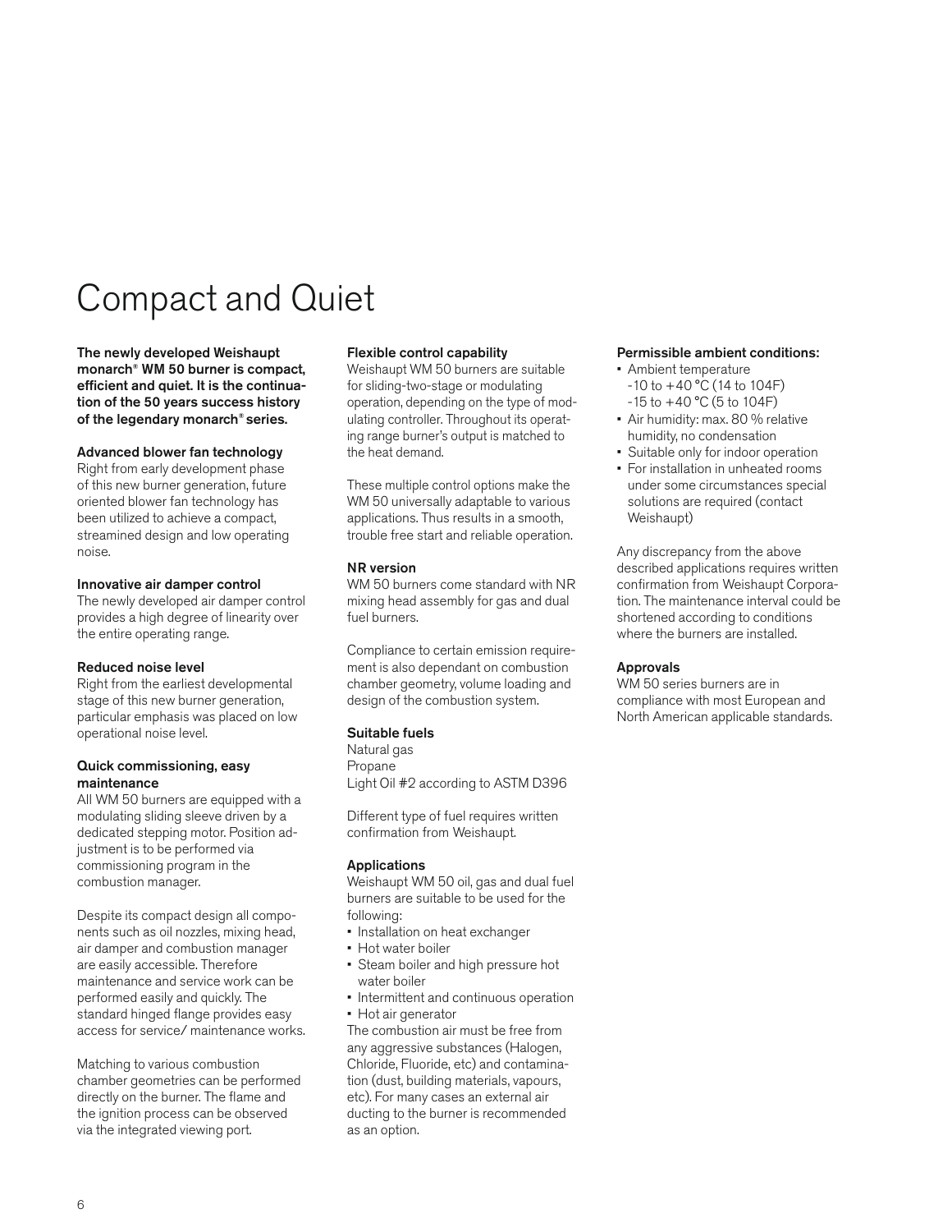# Compact and Quiet

**The newly developed Weishaupt monarch® WM 50 burner is compact, efficient and quiet. It is the continuation of the 50 years success history of the legendary monarch® series.**

**Advanced blower fan technology**
Right from early development phase of this new burner generation, future oriented blower fan technology has been utilized to achieve a compact, streamined design and low operating noise.

**Innovative air damper control**
The newly developed air damper control provides a high degree of linearity over the entire operating range.

**Reduced noise level**
Right from the earliest developmental stage of this new burner generation, particular emphasis was placed on low operational noise level.

**Quick commissioning, easy maintenance**
All WM 50 burners are equipped with a modulating sliding sleeve driven by a dedicated stepping motor. Position adjustment is to be performed via commissioning program in the combustion manager.

Despite its compact design all components such as oil nozzles, mixing head, air damper and combustion manager are easily accessible. Therefore maintenance and service work can be performed easily and quickly. The standard hinged flange provides easy access for service/ maintenance works.

Matching to various combustion chamber geometries can be performed directly on the burner. The flame and the ignition process can be observed via the integrated viewing port.

**Flexible control capability**
Weishaupt WM 50 burners are suitable for sliding-two-stage or modulating operation, depending on the type of modulating controller. Throughout its operating range burner's output is matched to the heat demand.

These multiple control options make the WM 50 universally adaptable to various applications. Thus results in a smooth, trouble free start and reliable operation.

**NR version**
WM 50 burners come standard with NR mixing head assembly for gas and dual fuel burners.

Compliance to certain emission requirement is also dependant on combustion chamber geometry, volume loading and design of the combustion system.

**Suitable fuels**
Natural gas
Propane
Light Oil #2 according to ASTM D396

Different type of fuel requires written confirmation from Weishaupt.

**Applications**
Weishaupt WM 50 oil, gas and dual fuel burners are suitable to be used for the following:

- Installation on heat exchanger
- Hot water boiler
- Steam boiler and high pressure hot water boiler
- Intermittent and continuous operation
- Hot air generator

The combustion air must be free from any aggressive substances (Halogen, Chloride, Fluoride, etc) and contamination (dust, building materials, vapours, etc). For many cases an external air ducting to the burner is recommended as an option.

**Permissible ambient conditions:**

- Ambient temperature
  -10 to +40 °C (14 to 104F)
  -15 to +40 °C (5 to 104F)
- Air humidity: max. 80 % relative humidity, no condensation
- Suitable only for indoor operation
- For installation in unheated rooms under some circumstances special solutions are required (contact Weishaupt)

Any discrepancy from the above described applications requires written confirmation from Weishaupt Corporation. The maintenance interval could be shortened according to conditions where the burners are installed.

**Approvals**
WM 50 series burners are in compliance with most European and North American applicable standards.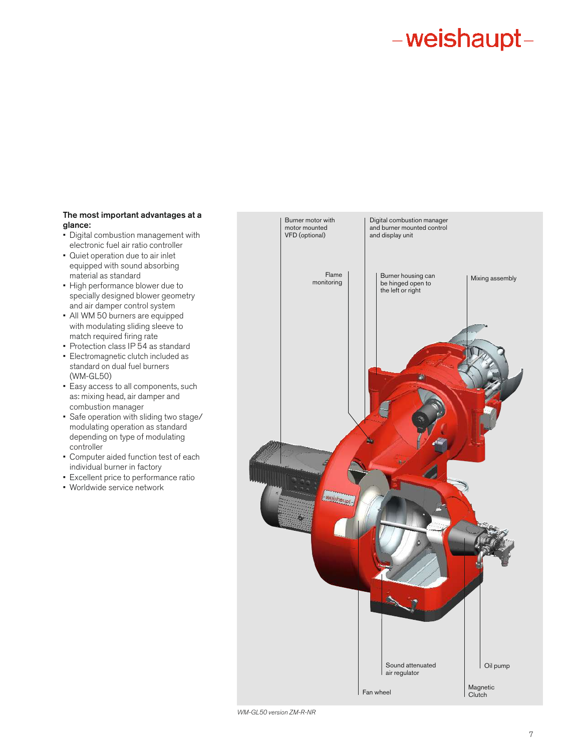**The most important advantages at a glance:**

- Digital combustion management with electronic fuel air ratio controller
- Quiet operation due to air inlet equipped with sound absorbing material as standard
- High performance blower due to specially designed blower geometry and air damper control system
- All WM 50 burners are equipped with modulating sliding sleeve to match required firing rate
- Protection class IP 54 as standard
- Electromagnetic clutch included as standard on dual fuel burners (WM-GL50)
- Easy access to all components, such as: mixing head, air damper and combustion manager
- Safe operation with sliding two stage/ modulating operation as standard depending on type of modulating controller
- Computer aided function test of each individual burner in factory
- Excellent price to performance ratio
- Worldwide service network

Burner motor with motor mounted VFD (optional)

Digital combustion manager and burner mounted control and display unit

Flame monitoring

Burner housing can be hinged open to the left or right

Mixing assembly

Sound attenuated air regulator

Oil pump

Fan wheel

Magnetic Clutch

*WM-GL50 version ZM-R-NR*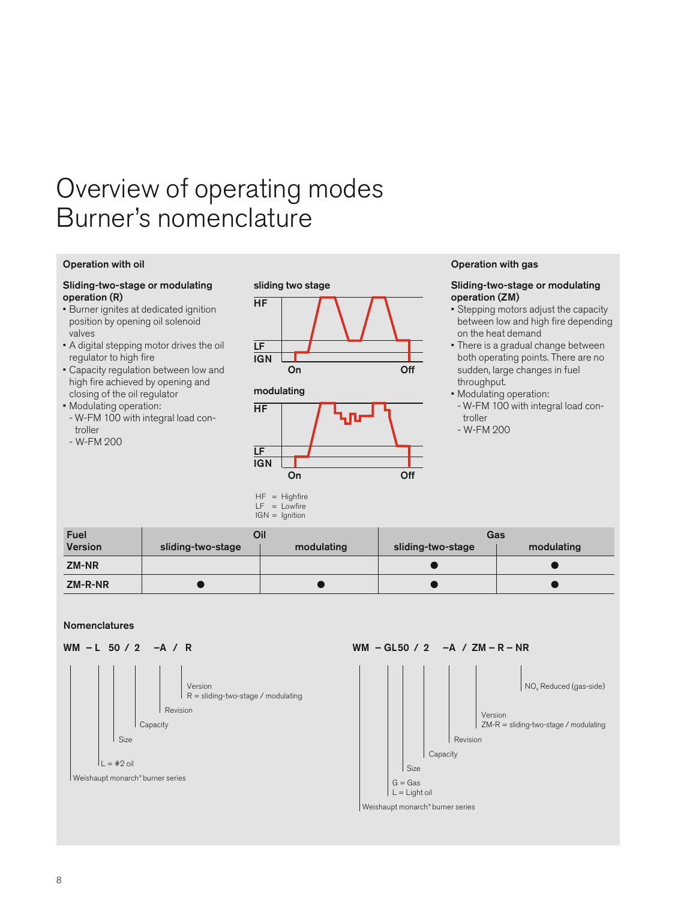# Overview of operating modes
# Burner's nomenclature

## Operation with oil

### Sliding-two-stage or modulating operation (R)

- Burner ignites at dedicated ignition position by opening oil solenoid valves
- A digital stepping motor drives the oil regulator to high fire
- Capacity regulation between low and high fire achieved by opening and closing of the oil regulator
- Modulating operation:
  - W-FM 100 with integral load controller
  - W-FM 200

**sliding two stage**

**modulating**

HF = Highfire
LF = Lowfire
IGN = Ignition

## Operation with gas

### Sliding-two-stage or modulating operation (ZM)

- Stepping motors adjust the capacity between low and high fire depending on the heat demand
- There is a gradual change between both operating points. There are no sudden, large changes in fuel throughput.
- Modulating operation:
  - W-FM 100 with integral load controller
  - W-FM 200

| Fuel | Oil | | Gas | |
|---|---|---|---|---|
| Version | sliding-two-stage | modulating | sliding-two-stage | modulating |
| ZM-NR | | | ● | ● |
| ZM-R-NR | ● | ● | ● | ● |

## Nomenclatures

**WM – L 50 / 2 –A / R**

- WM: Weishaupt monarch® burner series
- L = #2 oil
- 50: Size
- 2: Capacity
- A: Revision
- R: Version, R = sliding-two-stage / modulating

**WM – GL50 / 2 –A / ZM – R – NR**

- WM: Weishaupt monarch® burner series
- G = Gas, L = Light oil
- 50: Size
- 2: Capacity
- A: Revision
- ZM-R: Version, ZM-R = sliding-two-stage / modulating
- NR: $NO_x$ Reduced (gas-side)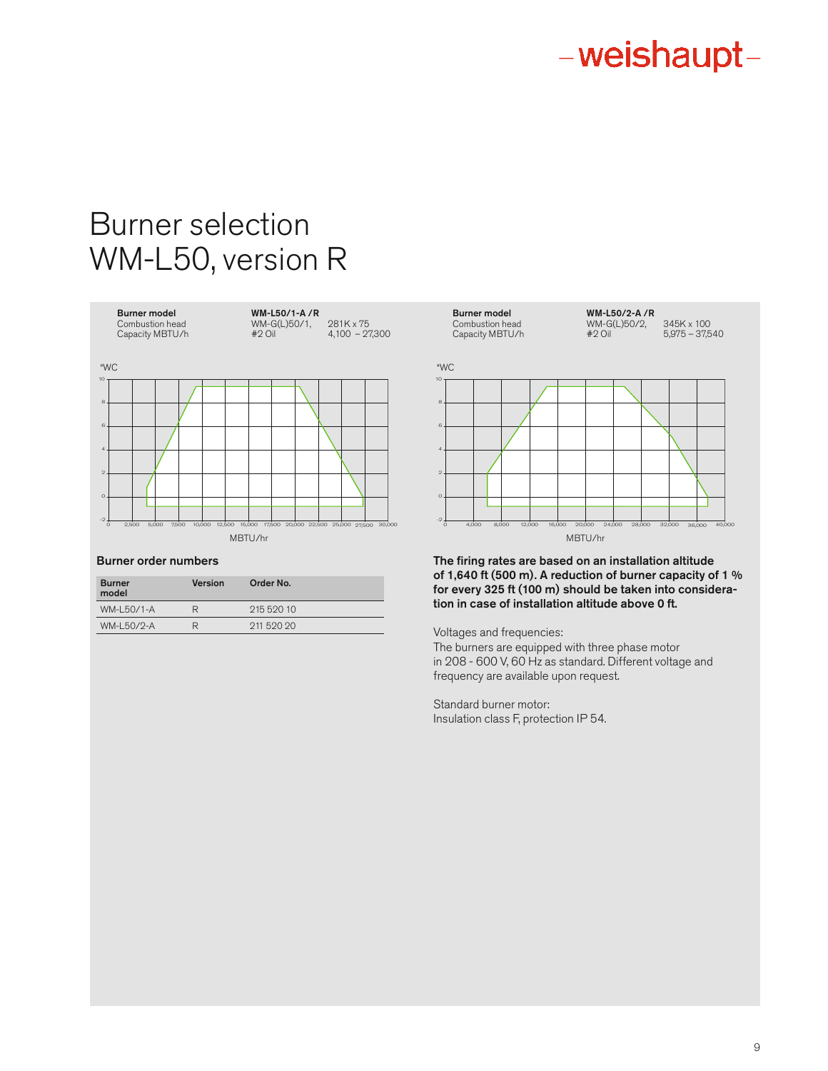# Burner selection
# WM-L50, version R

| Burner model | WM-L50/1-A /R | |
|---|---|---|
| Combustion head | WM-G(L)50/1, | 281K x 75 |
| Capacity MBTU/h | #2 Oil | 4,100 – 27,300 |

"WC

MBTU/hr

| Burner model | WM-L50/2-A /R | |
|---|---|---|
| Combustion head | WM-G(L)50/2, | 345K x 100 |
| Capacity MBTU/h | #2 Oil | 5,975 – 37,540 |

"WC

MBTU/hr

### Burner order numbers

| Burner model | Version | Order No. |
|---|---|---|
| WM-L50/1-A | R | 215 520 10 |
| WM-L50/2-A | R | 211 520 20 |

**The firing rates are based on an installation altitude of 1,640 ft (500 m). A reduction of burner capacity of 1 % for every 325 ft (100 m) should be taken into consideration in case of installation altitude above 0 ft.**

Voltages and frequencies:
The burners are equipped with three phase motor in 208 - 600 V, 60 Hz as standard. Different voltage and frequency are available upon request.

Standard burner motor:
Insulation class F, protection IP 54.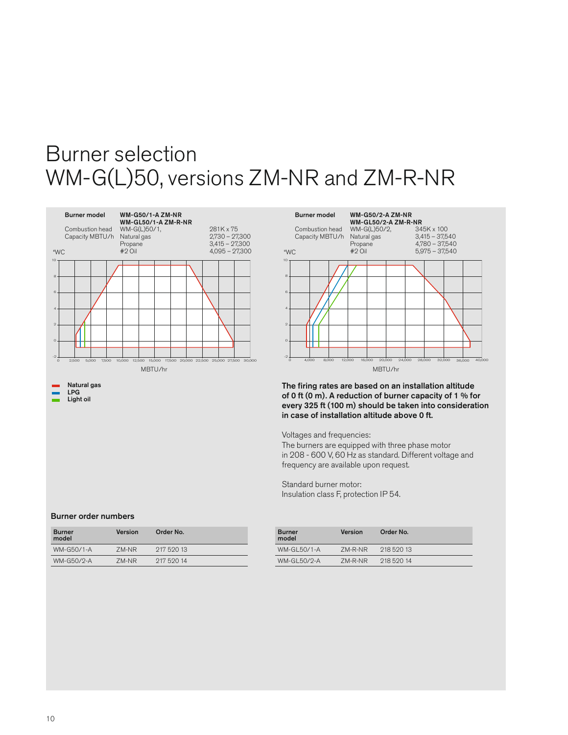# Burner selection
# WM-G(L)50, versions ZM-NR and ZM-R-NR

| Burner model | WM-G50/1-A ZM-NR<br>WM-GL50/1-A ZM-R-NR | |
|---|---|---|
| Combustion head | WM-G(L)50/1, | 281K x 75 |
| Capacity MBTU/h | Natural gas | 2,730 – 27,300 |
| | Propane | 3,415 – 27,300 |
| | #2 Oil | 4,095 – 27,300 |

"WC

MBTU/hr

| Burner model | WM-G50/2-A ZM-NR<br>WM-GL50/2-A ZM-R-NR | |
|---|---|---|
| Combustion head | WM-G(L)50/2, | 345K x 100 |
| Capacity MBTU/h | Natural gas | 3,415 – 37,540 |
| | Propane | 4,780 – 37,540 |
| | #2 Oil | 5,975 – 37,540 |

"WC

MBTU/hr

- Natural gas
- LPG
- Light oil

**The firing rates are based on an installation altitude of 0 ft (0 m). A reduction of burner capacity of 1 % for every 325 ft (100 m) should be taken into consideration in case of installation altitude above 0 ft.**

Voltages and frequencies:
The burners are equipped with three phase motor in 208 - 600 V, 60 Hz as standard. Different voltage and frequency are available upon request.

Standard burner motor:
Insulation class F, protection IP 54.

## Burner order numbers

| Burner model | Version | Order No. |
|---|---|---|
| WM-G50/1-A | ZM-NR | 217 520 13 |
| WM-G50/2-A | ZM-NR | 217 520 14 |

| Burner model | Version | Order No. |
|---|---|---|
| WM-GL50/1-A | ZM-R-NR | 218 520 13 |
| WM-GL50/2-A | ZM-R-NR | 218 520 14 |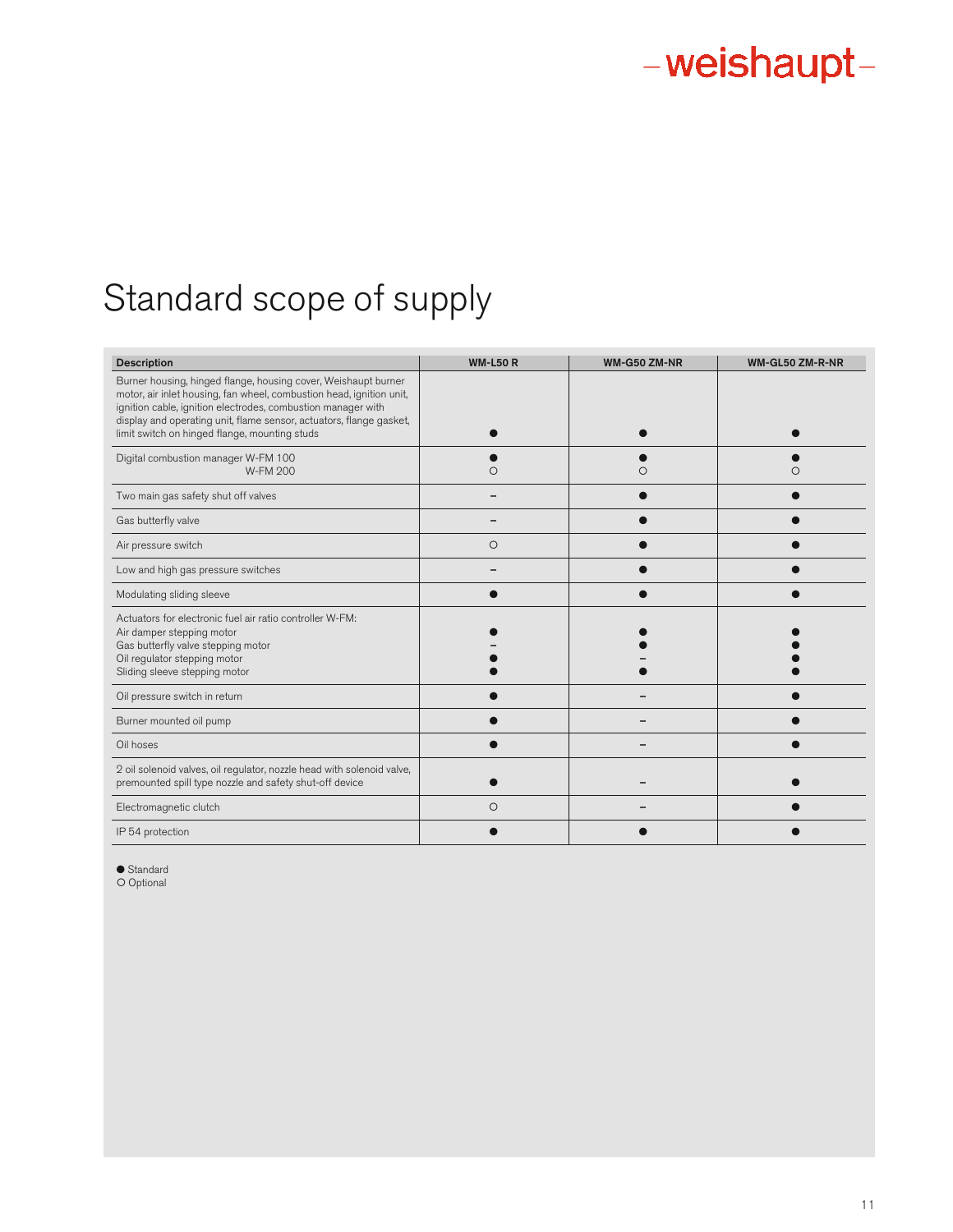# Standard scope of supply

| Description | WM-L50 R | WM-G50 ZM-NR | WM-GL50 ZM-R-NR |
|---|---|---|---|
| Burner housing, hinged flange, housing cover, Weishaupt burner motor, air inlet housing, fan wheel, combustion head, ignition unit, ignition cable, ignition electrodes, combustion manager with display and operating unit, flame sensor, actuators, flange gasket, limit switch on hinged flange, mounting studs | ● | ● | ● |
| Digital combustion manager W-FM 100<br>W-FM 200 | ●<br>○ | ●<br>○ | ●<br>○ |
| Two main gas safety shut off valves | – | ● | ● |
| Gas butterfly valve | – | ● | ● |
| Air pressure switch | ○ | ● | ● |
| Low and high gas pressure switches | – | ● | ● |
| Modulating sliding sleeve | ● | ● | ● |
| Actuators for electronic fuel air ratio controller W-FM:<br>Air damper stepping motor<br>Gas butterfly valve stepping motor<br>Oil regulator stepping motor<br>Sliding sleeve stepping motor | <br>●<br>–<br>●<br>● | <br>●<br>●<br>–<br>● | <br>●<br>●<br>●<br>● |
| Oil pressure switch in return | ● | – | ● |
| Burner mounted oil pump | ● | – | ● |
| Oil hoses | ● | – | ● |
| 2 oil solenoid valves, oil regulator, nozzle head with solenoid valve, premounted spill type nozzle and safety shut-off device | ● | – | ● |
| Electromagnetic clutch | ○ | – | ● |
| IP 54 protection | ● | ● | ● |

● Standard
○ Optional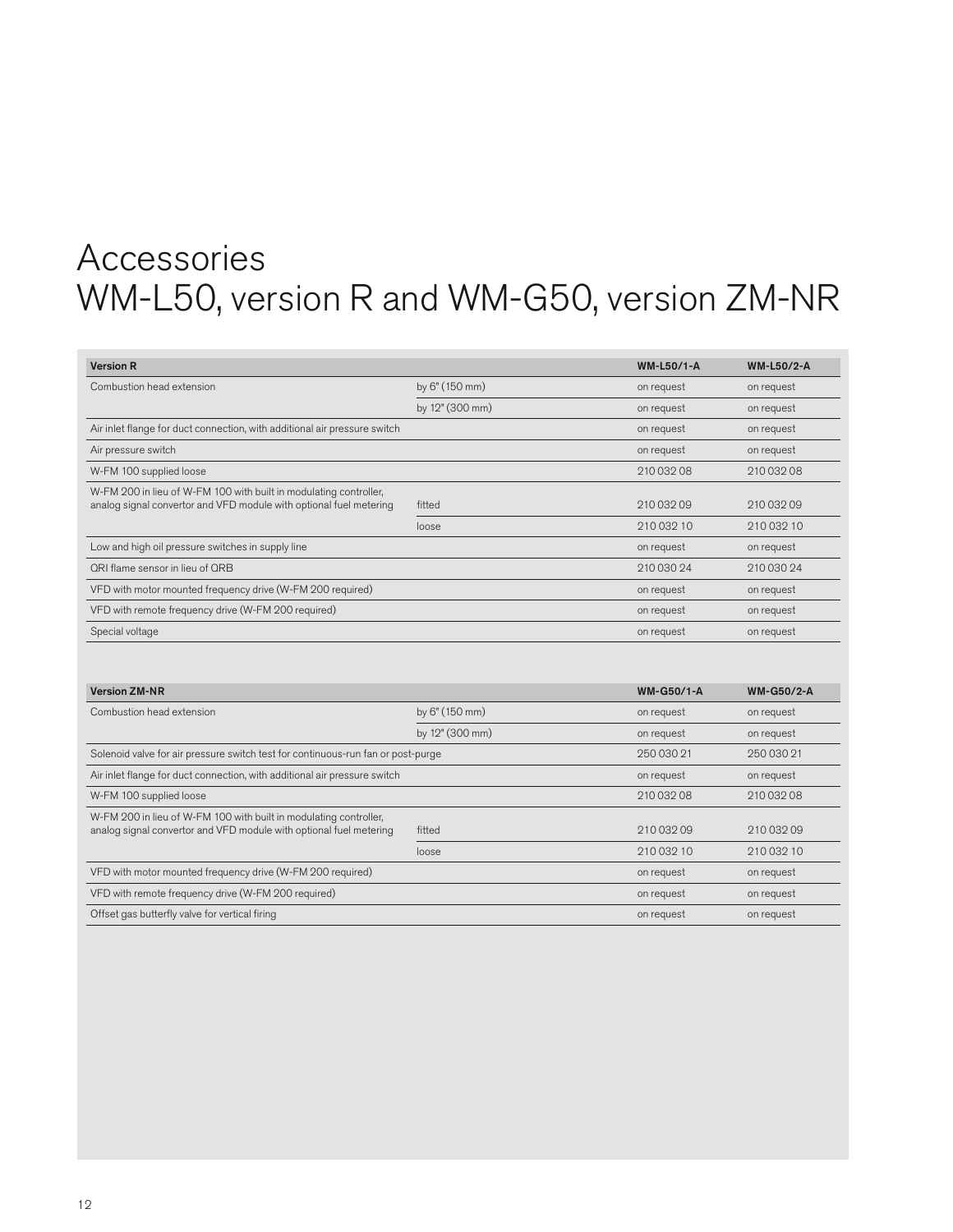# Accessories
# WM-L50, version R and WM-G50, version ZM-NR

| **Version R** | | **WM-L50/1-A** | **WM-L50/2-A** |
|---|---|---|---|
| Combustion head extension | by 6" (150 mm) | on request | on request |
| | by 12" (300 mm) | on request | on request |
| Air inlet flange for duct connection, with additional air pressure switch | | on request | on request |
| Air pressure switch | | on request | on request |
| W-FM 100 supplied loose | | 210 032 08 | 210 032 08 |
| W-FM 200 in lieu of W-FM 100 with built in modulating controller, analog signal convertor and VFD module with optional fuel metering | fitted | 210 032 09 | 210 032 09 |
| | loose | 210 032 10 | 210 032 10 |
| Low and high oil pressure switches in supply line | | on request | on request |
| QRI flame sensor in lieu of QRB | | 210 030 24 | 210 030 24 |
| VFD with motor mounted frequency drive (W-FM 200 required) | | on request | on request |
| VFD with remote frequency drive (W-FM 200 required) | | on request | on request |
| Special voltage | | on request | on request |

| **Version ZM-NR** | | **WM-G50/1-A** | **WM-G50/2-A** |
|---|---|---|---|
| Combustion head extension | by 6" (150 mm) | on request | on request |
| | by 12" (300 mm) | on request | on request |
| Solenoid valve for air pressure switch test for continuous-run fan or post-purge | | 250 030 21 | 250 030 21 |
| Air inlet flange for duct connection, with additional air pressure switch | | on request | on request |
| W-FM 100 supplied loose | | 210 032 08 | 210 032 08 |
| W-FM 200 in lieu of W-FM 100 with built in modulating controller, analog signal convertor and VFD module with optional fuel metering | fitted | 210 032 09 | 210 032 09 |
| | loose | 210 032 10 | 210 032 10 |
| VFD with motor mounted frequency drive (W-FM 200 required) | | on request | on request |
| VFD with remote frequency drive (W-FM 200 required) | | on request | on request |
| Offset gas butterfly valve for vertical firing | | on request | on request |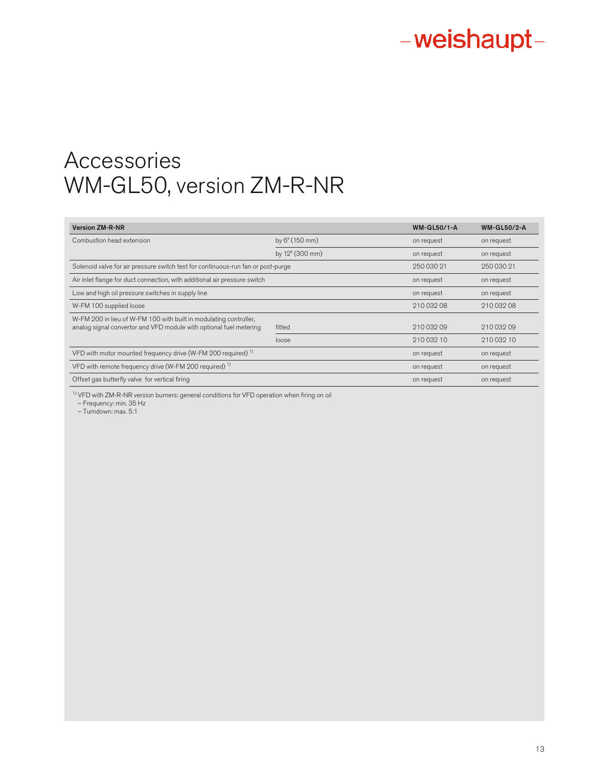# Accessories
# WM-GL50, version ZM-R-NR

| Version ZM-R-NR | | WM-GL50/1-A | WM-GL50/2-A |
|---|---|---|---|
| Combustion head extension | by 6" (150 mm) | on request | on request |
| | by 12" (300 mm) | on request | on request |
| Solenoid valve for air pressure switch test for continuous-run fan or post-purge | | 250 030 21 | 250 030 21 |
| Air inlet flange for duct connection, with additional air pressure switch | | on request | on request |
| Low and high oil pressure switches in supply line | | on request | on request |
| W-FM 100 supplied loose | | 210 032 08 | 210 032 08 |
| W-FM 200 in lieu of W-FM 100 with built in modulating controller, analog signal convertor and VFD module with optional fuel metering | fitted | 210 032 09 | 210 032 09 |
| | loose | 210 032 10 | 210 032 10 |
| VFD with motor mounted frequency drive (W-FM 200 required) [1] | | on request | on request |
| VFD with remote frequency drive (W-FM 200 required) [1] | | on request | on request |
| Offset gas butterfly valve for vertical firing | | on request | on request |

[1] VFD with ZM-R-NR version burners: general conditions for VFD operation when firing on oil
– Frequency: min. 35 Hz
– Turndown: max. 5:1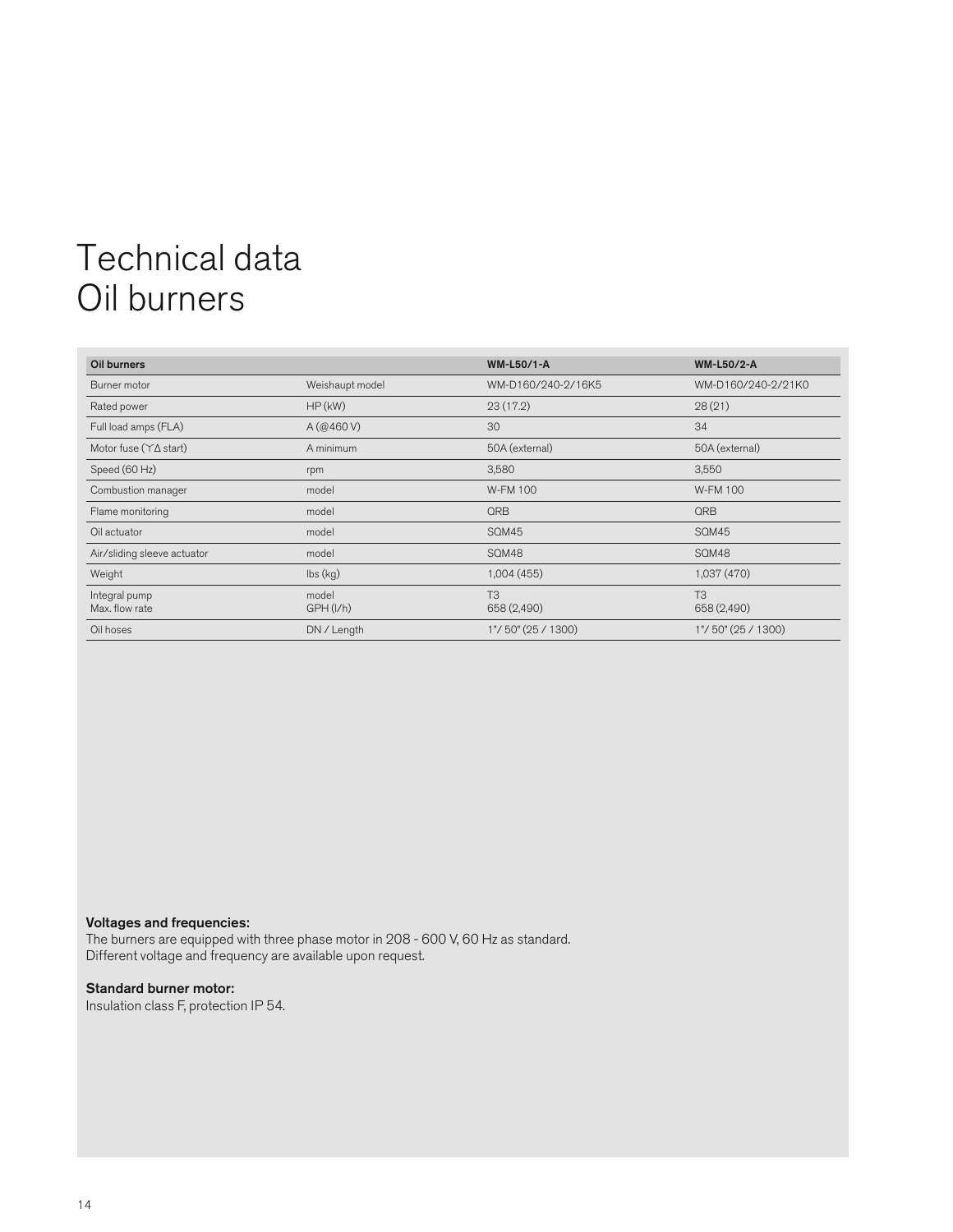# Technical data
# Oil burners

| Oil burners | | WM-L50/1-A | WM-L50/2-A |
|---|---|---|---|
| Burner motor | Weishaupt model | WM-D160/240-2/16K5 | WM-D160/240-2/21K0 |
| Rated power | HP (kW) | 23 (17.2) | 28 (21) |
| Full load amps (FLA) | A (@460 V) | 30 | 34 |
| Motor fuse (YΔ start) | A minimum | 50A (external) | 50A (external) |
| Speed (60 Hz) | rpm | 3,580 | 3,550 |
| Combustion manager | model | W-FM 100 | W-FM 100 |
| Flame monitoring | model | QRB | QRB |
| Oil actuator | model | SQM45 | SQM45 |
| Air/sliding sleeve actuator | model | SQM48 | SQM48 |
| Weight | lbs (kg) | 1,004 (455) | 1,037 (470) |
| Integral pump<br>Max. flow rate | model<br>GPH (l/h) | T3<br>658 (2,490) | T3<br>658 (2,490) |
| Oil hoses | DN / Length | 1"/ 50" (25 / 1300) | 1"/ 50" (25 / 1300) |

**Voltages and frequencies:**
The burners are equipped with three phase motor in 208 - 600 V, 60 Hz as standard.
Different voltage and frequency are available upon request.

**Standard burner motor:**
Insulation class F, protection IP 54.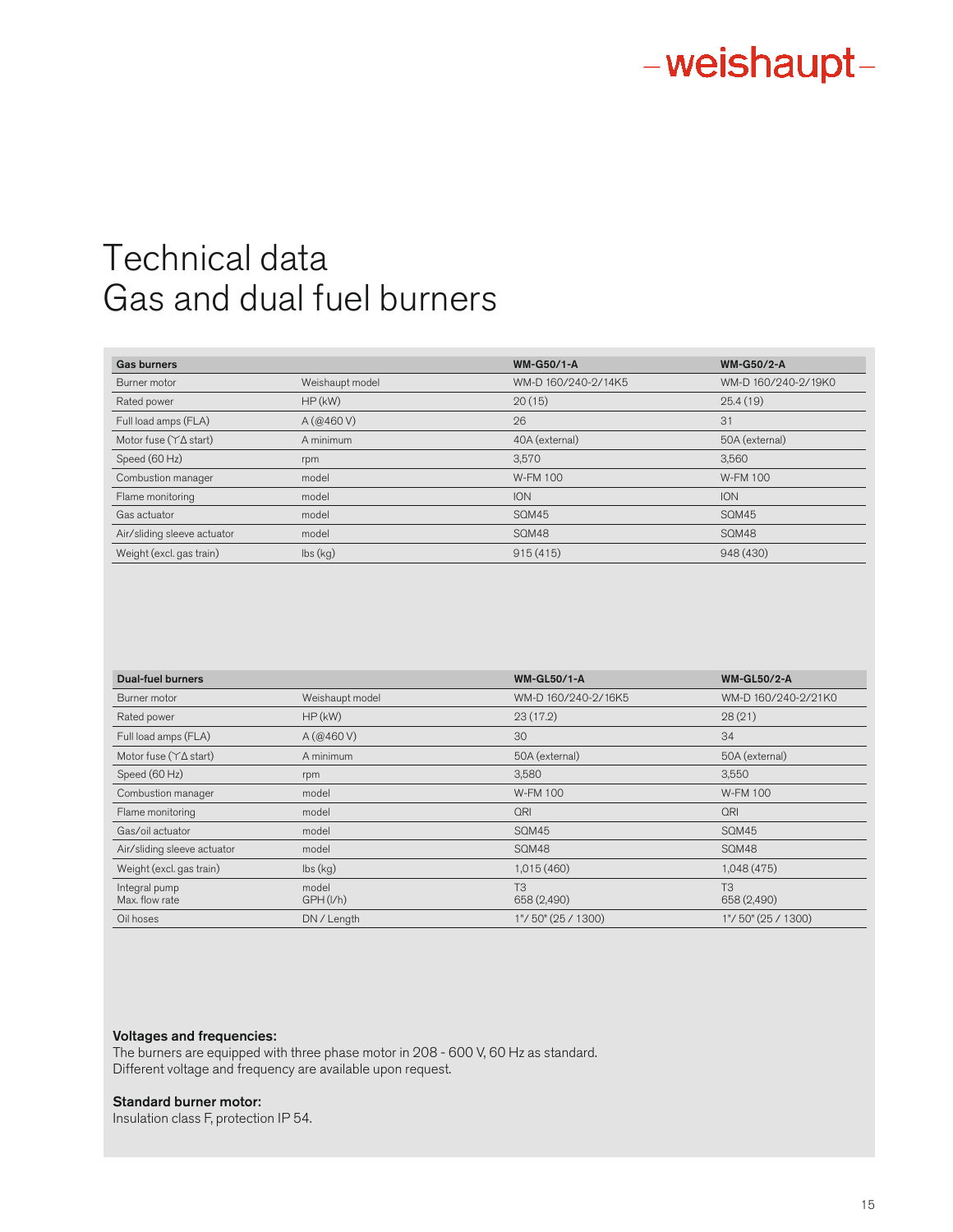# Technical data
# Gas and dual fuel burners

| Gas burners | | WM-G50/1-A | WM-G50/2-A |
|---|---|---|---|
| Burner motor | Weishaupt model | WM-D 160/240-2/14K5 | WM-D 160/240-2/19K0 |
| Rated power | HP (kW) | 20 (15) | 25.4 (19) |
| Full load amps (FLA) | A (@460 V) | 26 | 31 |
| Motor fuse (Y∆ start) | A minimum | 40A (external) | 50A (external) |
| Speed (60 Hz) | rpm | 3,570 | 3,560 |
| Combustion manager | model | W-FM 100 | W-FM 100 |
| Flame monitoring | model | ION | ION |
| Gas actuator | model | SQM45 | SQM45 |
| Air/sliding sleeve actuator | model | SQM48 | SQM48 |
| Weight (excl. gas train) | lbs (kg) | 915 (415) | 948 (430) |

| Dual-fuel burners | | WM-GL50/1-A | WM-GL50/2-A |
|---|---|---|---|
| Burner motor | Weishaupt model | WM-D 160/240-2/16K5 | WM-D 160/240-2/21K0 |
| Rated power | HP (kW) | 23 (17.2) | 28 (21) |
| Full load amps (FLA) | A (@460 V) | 30 | 34 |
| Motor fuse (Y∆ start) | A minimum | 50A (external) | 50A (external) |
| Speed (60 Hz) | rpm | 3,580 | 3,550 |
| Combustion manager | model | W-FM 100 | W-FM 100 |
| Flame monitoring | model | QRI | QRI |
| Gas/oil actuator | model | SQM45 | SQM45 |
| Air/sliding sleeve actuator | model | SQM48 | SQM48 |
| Weight (excl. gas train) | lbs (kg) | 1,015 (460) | 1,048 (475) |
| Integral pump<br>Max. flow rate | model<br>GPH (l/h) | T3<br>658 (2,490) | T3<br>658 (2,490) |
| Oil hoses | DN / Length | 1"/ 50" (25 / 1300) | 1"/ 50" (25 / 1300) |

**Voltages and frequencies:**
The burners are equipped with three phase motor in 208 - 600 V, 60 Hz as standard.
Different voltage and frequency are available upon request.

**Standard burner motor:**
Insulation class F, protection IP 54.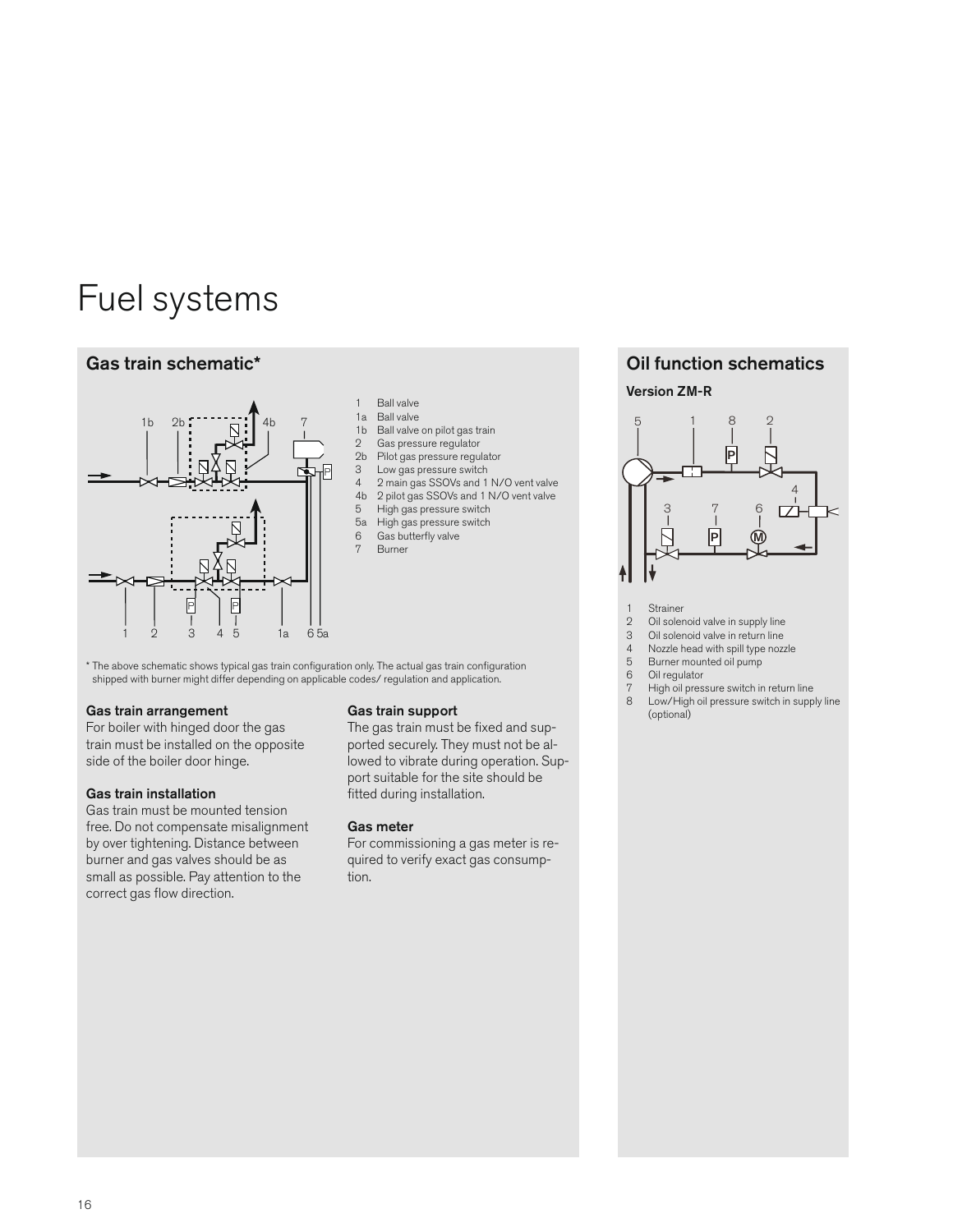# Fuel systems

## Gas train schematic*

1 Ball valve
1a Ball valve
1b Ball valve on pilot gas train
2 Gas pressure regulator
2b Pilot gas pressure regulator
3 Low gas pressure switch
4 2 main gas SSOVs and 1 N/O vent valve
4b 2 pilot gas SSOVs and 1 N/O vent valve
5 High gas pressure switch
5a High gas pressure switch
6 Gas butterfly valve
7 Burner

\* The above schematic shows typical gas train configuration only. The actual gas train configuration shipped with burner might differ depending on applicable codes/ regulation and application.

### Gas train arrangement

For boiler with hinged door the gas train must be installed on the opposite side of the boiler door hinge.

### Gas train installation

Gas train must be mounted tension free. Do not compensate misalignment by over tightening. Distance between burner and gas valves should be as small as possible. Pay attention to the correct gas flow direction.

### Gas train support

The gas train must be fixed and supported securely. They must not be allowed to vibrate during operation. Support suitable for the site should be fitted during installation.

### Gas meter

For commissioning a gas meter is required to verify exact gas consumption.

## Oil function schematics

### Version ZM-R

1 Strainer
2 Oil solenoid valve in supply line
3 Oil solenoid valve in return line
4 Nozzle head with spill type nozzle
5 Burner mounted oil pump
6 Oil regulator
7 High oil pressure switch in return line
8 Low/High oil pressure switch in supply line (optional)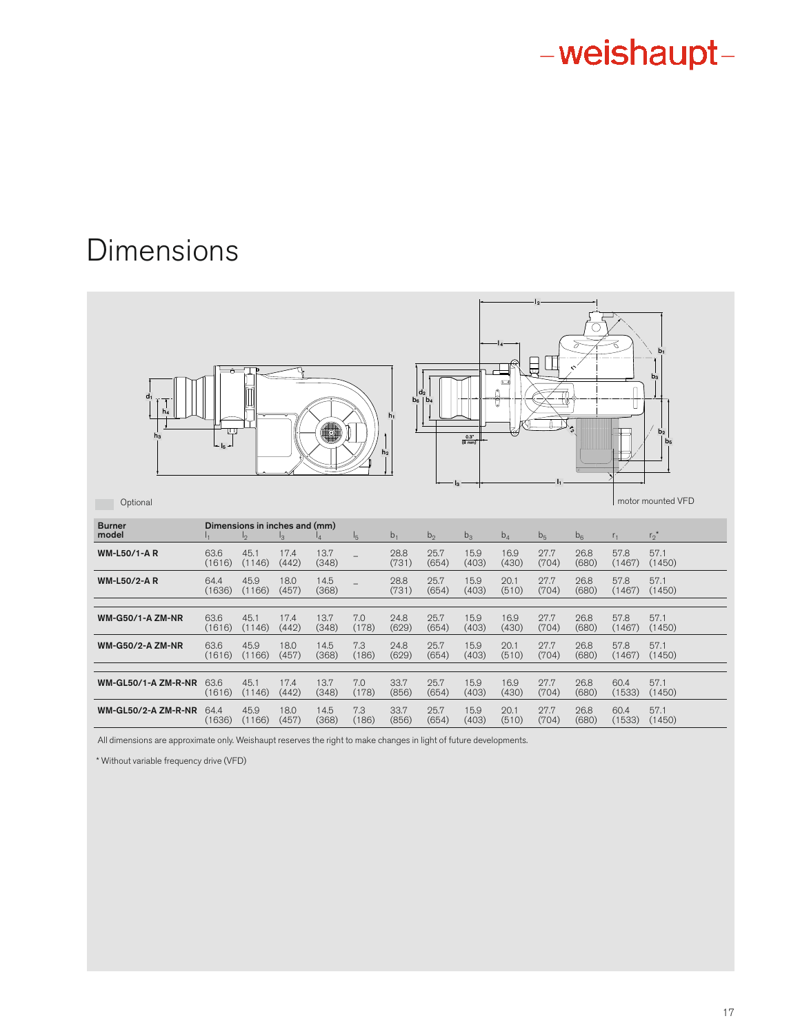# Dimensions

Optional

motor mounted VFD

| Burner model | Dimensions in inches and (mm) $l_1$ | $l_2$ | $l_3$ | $l_4$ | $l_5$ | $b_1$ | $b_2$ | $b_3$ | $b_4$ | $b_5$ | $b_6$ | $r_1$ | $r_2$* |
|---|---|---|---|---|---|---|---|---|---|---|---|---|---|
| **WM-L50/1-A R** | 63.6 (1616) | 45.1 (1146) | 17.4 (442) | 13.7 (348) | – | 28.8 (731) | 25.7 (654) | 15.9 (403) | 16.9 (430) | 27.7 (704) | 26.8 (680) | 57.8 (1467) | 57.1 (1450) |
| **WM-L50/2-A R** | 64.4 (1636) | 45.9 (1166) | 18.0 (457) | 14.5 (368) | – | 28.8 (731) | 25.7 (654) | 15.9 (403) | 20.1 (510) | 27.7 (704) | 26.8 (680) | 57.8 (1467) | 57.1 (1450) |
| **WM-G50/1-A ZM-NR** | 63.6 (1616) | 45.1 (1146) | 17.4 (442) | 13.7 (348) | 7.0 (178) | 24.8 (629) | 25.7 (654) | 15.9 (403) | 16.9 (430) | 27.7 (704) | 26.8 (680) | 57.8 (1467) | 57.1 (1450) |
| **WM-G50/2-A ZM-NR** | 63.6 (1616) | 45.9 (1166) | 18.0 (457) | 14.5 (368) | 7.3 (186) | 24.8 (629) | 25.7 (654) | 15.9 (403) | 20.1 (510) | 27.7 (704) | 26.8 (680) | 57.8 (1467) | 57.1 (1450) |
| **WM-GL50/1-A ZM-R-NR** | 63.6 (1616) | 45.1 (1146) | 17.4 (442) | 13.7 (348) | 7.0 (178) | 33.7 (856) | 25.7 (654) | 15.9 (403) | 16.9 (430) | 27.7 (704) | 26.8 (680) | 60.4 (1533) | 57.1 (1450) |
| **WM-GL50/2-A ZM-R-NR** | 64.4 (1636) | 45.9 (1166) | 18.0 (457) | 14.5 (368) | 7.3 (186) | 33.7 (856) | 25.7 (654) | 15.9 (403) | 20.1 (510) | 27.7 (704) | 26.8 (680) | 60.4 (1533) | 57.1 (1450) |

All dimensions are approximate only. Weishaupt reserves the right to make changes in light of future developments.

* Without variable frequency drive (VFD)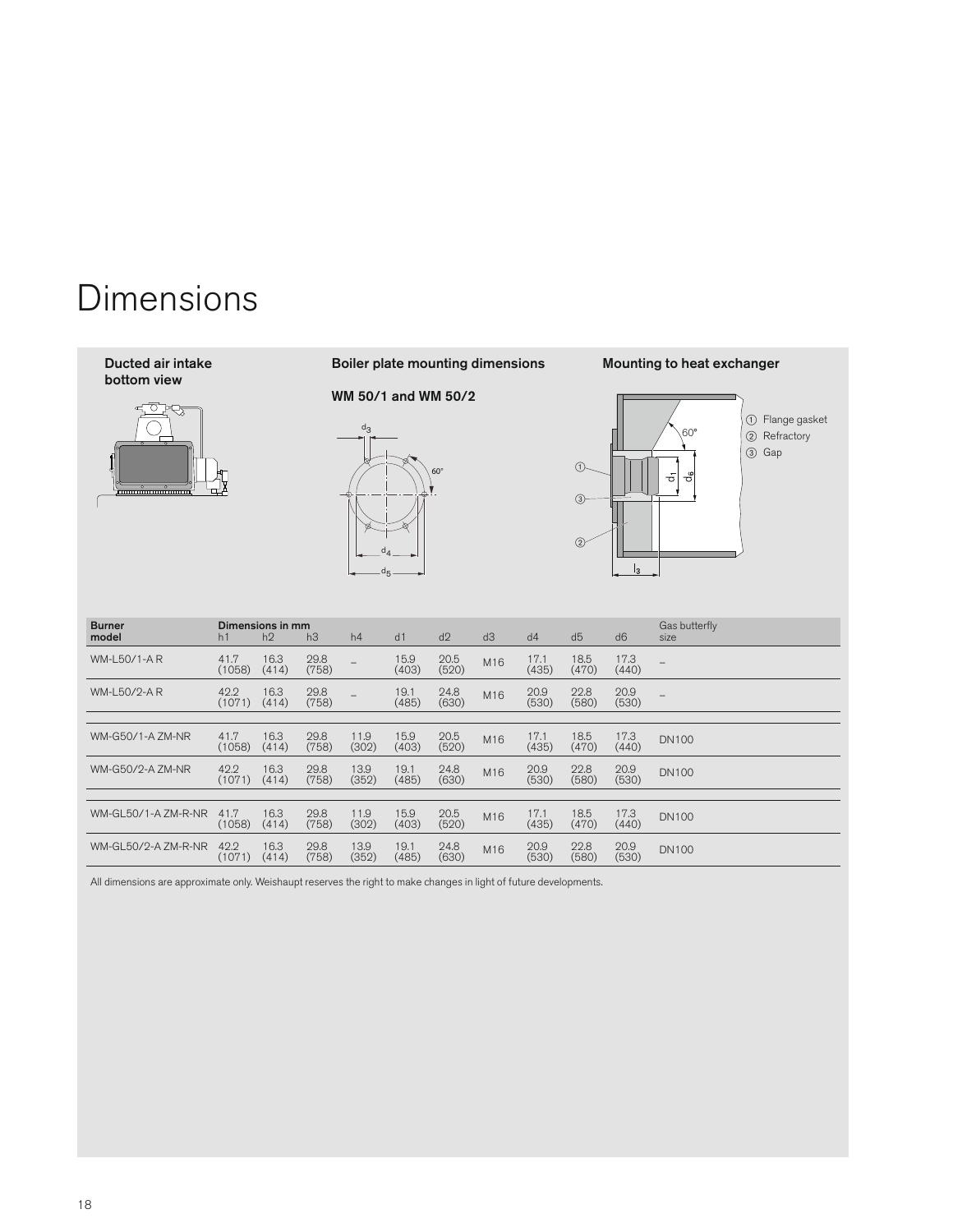# Dimensions

**Ducted air intake bottom view**

**Boiler plate mounting dimensions**

**WM 50/1 and WM 50/2**

**Mounting to heat exchanger**

① Flange gasket
② Refractory
③ Gap

| Burner model | Dimensions in mm | | | | | | | | | | Gas butterfly size |
|---|---|---|---|---|---|---|---|---|---|---|---|
| | h1 | h2 | h3 | h4 | d1 | d2 | d3 | d4 | d5 | d6 | |
| WM-L50/1-A R | 41.7 (1058) | 16.3 (414) | 29.8 (758) | – | 15.9 (403) | 20.5 (520) | M16 | 17.1 (435) | 18.5 (470) | 17.3 (440) | – |
| WM-L50/2-A R | 42.2 (1071) | 16.3 (414) | 29.8 (758) | – | 19.1 (485) | 24.8 (630) | M16 | 20.9 (530) | 22.8 (580) | 20.9 (530) | – |
| WM-G50/1-A ZM-NR | 41.7 (1058) | 16.3 (414) | 29.8 (758) | 11.9 (302) | 15.9 (403) | 20.5 (520) | M16 | 17.1 (435) | 18.5 (470) | 17.3 (440) | DN100 |
| WM-G50/2-A ZM-NR | 42.2 (1071) | 16.3 (414) | 29.8 (758) | 13.9 (352) | 19.1 (485) | 24.8 (630) | M16 | 20.9 (530) | 22.8 (580) | 20.9 (530) | DN100 |
| WM-GL50/1-A ZM-R-NR | 41.7 (1058) | 16.3 (414) | 29.8 (758) | 11.9 (302) | 15.9 (403) | 20.5 (520) | M16 | 17.1 (435) | 18.5 (470) | 17.3 (440) | DN100 |
| WM-GL50/2-A ZM-R-NR | 42.2 (1071) | 16.3 (414) | 29.8 (758) | 13.9 (352) | 19.1 (485) | 24.8 (630) | M16 | 20.9 (530) | 22.8 (580) | 20.9 (530) | DN100 |

All dimensions are approximate only. Weishaupt reserves the right to make changes in light of future developments.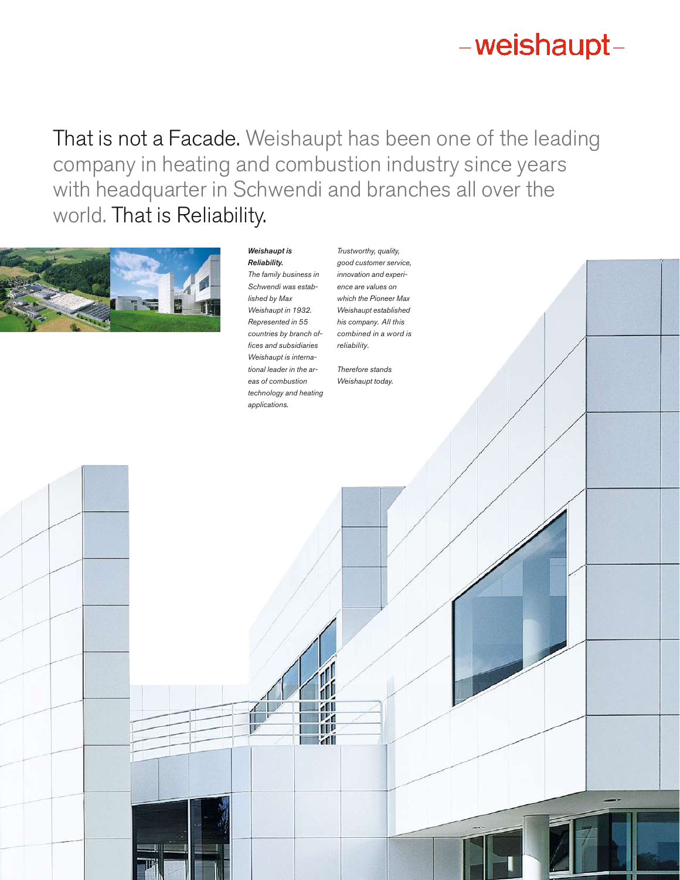–weishaupt–

That is not a Facade. Weishaupt has been one of the leading company in heating and combustion industry since years with headquarter in Schwendi and branches all over the world. That is Reliability.

***Weishaupt is Reliability.***

*The family business in Schwendi was established by Max Weishaupt in 1932. Represented in 55 countries by branch offices and subsidiaries Weishaupt is international leader in the areas of combustion technology and heating applications.*

*Trustworthy, quality, good customer service, innovation and experience are values on which the Pioneer Max Weishaupt established his company. All this combined in a word is reliability.*

*Therefore stands Weishaupt today.*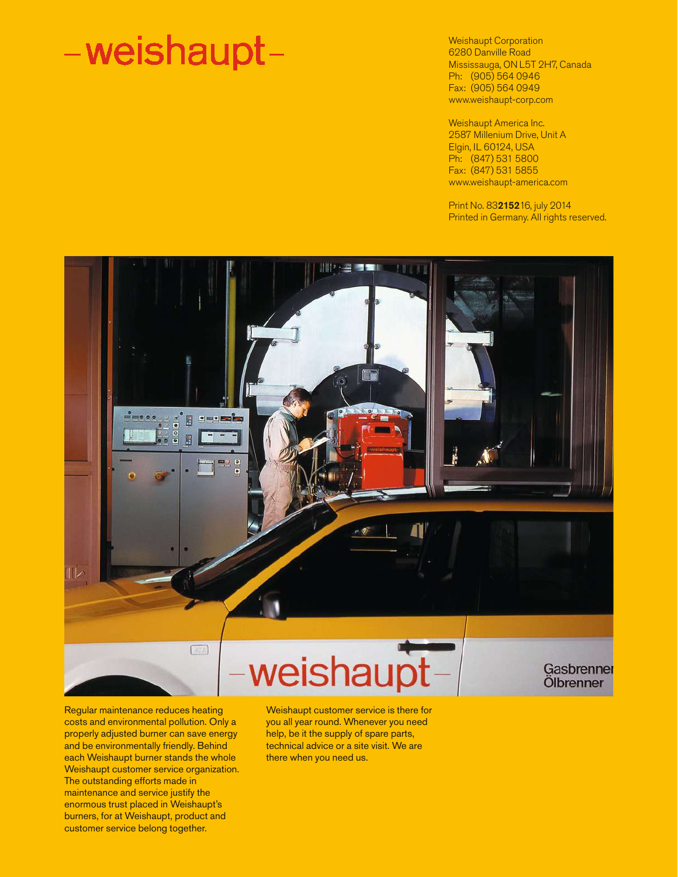# –weishaupt–

Weishaupt Corporation
6280 Danville Road
Mississauga, ON L5T 2H7, Canada
Ph: (905) 564 0946
Fax: (905) 564 0949
www.weishaupt-corp.com

Weishaupt America Inc.
2587 Millenium Drive, Unit A
Elgin, IL 60124, USA
Ph: (847) 531 5800
Fax: (847) 531 5855
www.weishaupt-america.com

Print No. 83**2152**16, july 2014
Printed in Germany. All rights reserved.

Regular maintenance reduces heating costs and environmental pollution. Only a properly adjusted burner can save energy and be environmentally friendly. Behind each Weishaupt burner stands the whole Weishaupt customer service organization. The outstanding efforts made in maintenance and service justify the enormous trust placed in Weishaupt's burners, for at Weishaupt, product and customer service belong together.

Weishaupt customer service is there for you all year round. Whenever you need help, be it the supply of spare parts, technical advice or a site visit. We are there when you need us.